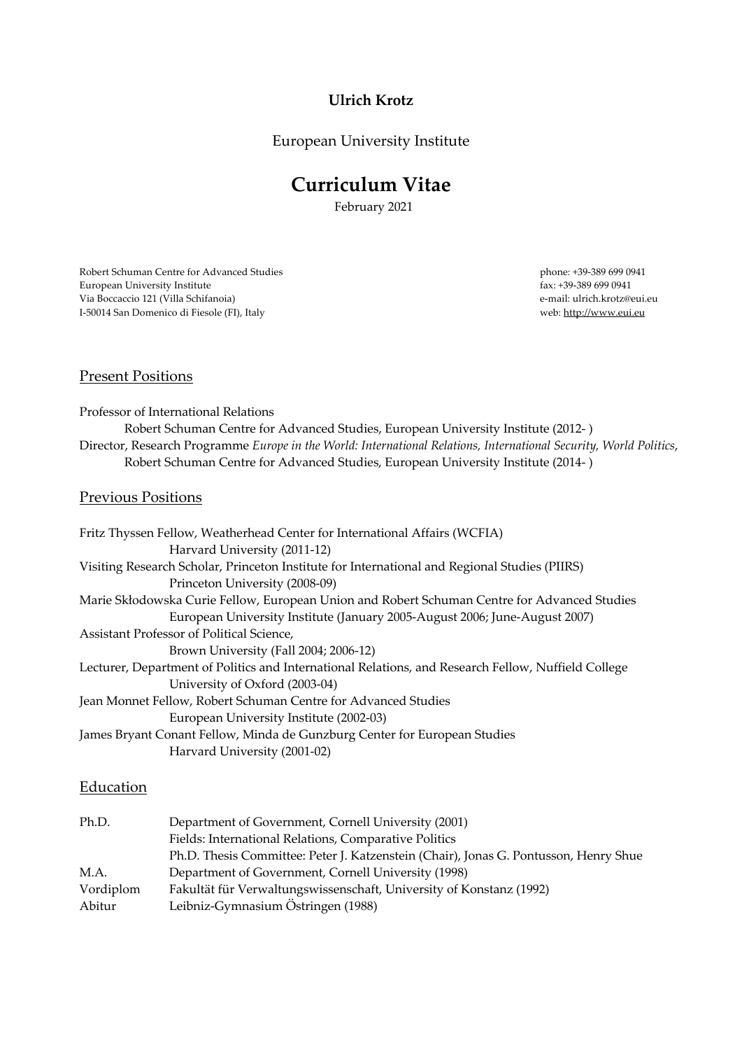**Ulrich Krotz**

European University Institute

# Curriculum Vitae

February 2021

Robert Schuman Centre for Advanced Studies
European University Institute
Via Boccaccio 121 (Villa Schifanoia)
I-50014 San Domenico di Fiesole (FI), Italy

phone: +39-389 699 0941
fax: +39-389 699 0941
e-mail: ulrich.krotz@eui.eu
web: http://www.eui.eu

## Present Positions

Professor of International Relations
    Robert Schuman Centre for Advanced Studies, European University Institute (2012- )
Director, Research Programme *Europe in the World: International Relations, International Security, World Politics*,
    Robert Schuman Centre for Advanced Studies, European University Institute (2014- )

## Previous Positions

Fritz Thyssen Fellow, Weatherhead Center for International Affairs (WCFIA)
    Harvard University (2011-12)
Visiting Research Scholar, Princeton Institute for International and Regional Studies (PIIRS)
    Princeton University (2008-09)
Marie Skłodowska Curie Fellow, European Union and Robert Schuman Centre for Advanced Studies
    European University Institute (January 2005-August 2006; June-August 2007)
Assistant Professor of Political Science,
    Brown University (Fall 2004; 2006-12)
Lecturer, Department of Politics and International Relations, and Research Fellow, Nuffield College
    University of Oxford (2003-04)
Jean Monnet Fellow, Robert Schuman Centre for Advanced Studies
    European University Institute (2002-03)
James Bryant Conant Fellow, Minda de Gunzburg Center for European Studies
    Harvard University (2001-02)

## Education

| | |
|---|---|
| Ph.D. | Department of Government, Cornell University (2001) |
| | Fields: International Relations, Comparative Politics |
| | Ph.D. Thesis Committee: Peter J. Katzenstein (Chair), Jonas G. Pontusson, Henry Shue |
| M.A. | Department of Government, Cornell University (1998) |
| Vordiplom | Fakultät für Verwaltungswissenschaft, University of Konstanz (1992) |
| Abitur | Leibniz-Gymnasium Östringen (1988) |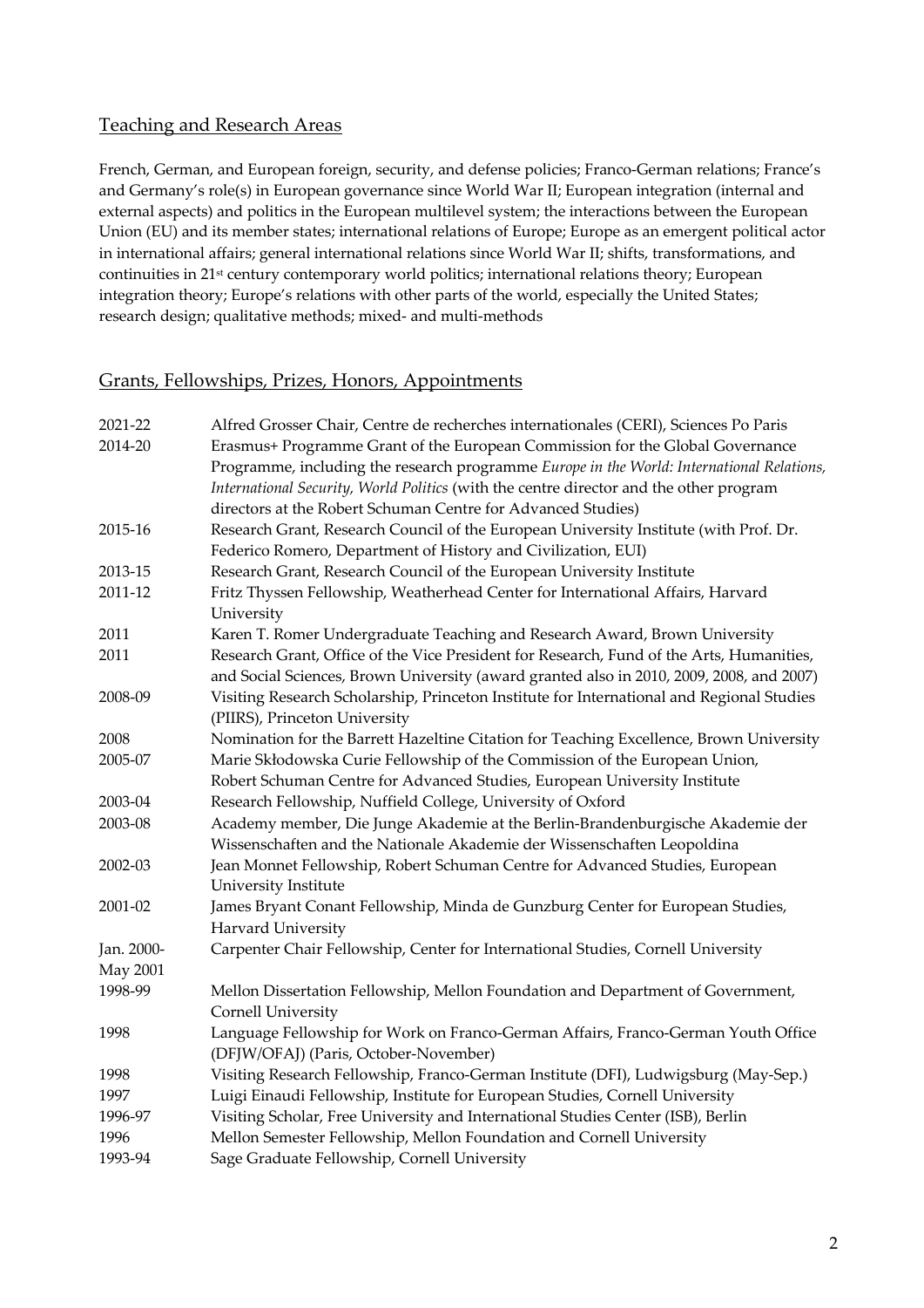## Teaching and Research Areas

French, German, and European foreign, security, and defense policies; Franco-German relations; France's and Germany's role(s) in European governance since World War II; European integration (internal and external aspects) and politics in the European multilevel system; the interactions between the European Union (EU) and its member states; international relations of Europe; Europe as an emergent political actor in international affairs; general international relations since World War II; shifts, transformations, and continuities in 21st century contemporary world politics; international relations theory; European integration theory; Europe's relations with other parts of the world, especially the United States; research design; qualitative methods; mixed- and multi-methods

## Grants, Fellowships, Prizes, Honors, Appointments

| | |
|---|---|
| 2021-22 | Alfred Grosser Chair, Centre de recherches internationales (CERI), Sciences Po Paris |
| 2014-20 | Erasmus+ Programme Grant of the European Commission for the Global Governance Programme, including the research programme *Europe in the World: International Relations, International Security, World Politics* (with the centre director and the other program directors at the Robert Schuman Centre for Advanced Studies) |
| 2015-16 | Research Grant, Research Council of the European University Institute (with Prof. Dr. Federico Romero, Department of History and Civilization, EUI) |
| 2013-15 | Research Grant, Research Council of the European University Institute |
| 2011-12 | Fritz Thyssen Fellowship, Weatherhead Center for International Affairs, Harvard University |
| 2011 | Karen T. Romer Undergraduate Teaching and Research Award, Brown University |
| 2011 | Research Grant, Office of the Vice President for Research, Fund of the Arts, Humanities, and Social Sciences, Brown University (award granted also in 2010, 2009, 2008, and 2007) |
| 2008-09 | Visiting Research Scholarship, Princeton Institute for International and Regional Studies (PIIRS), Princeton University |
| 2008 | Nomination for the Barrett Hazeltine Citation for Teaching Excellence, Brown University |
| 2005-07 | Marie Skłodowska Curie Fellowship of the Commission of the European Union, Robert Schuman Centre for Advanced Studies, European University Institute |
| 2003-04 | Research Fellowship, Nuffield College, University of Oxford |
| 2003-08 | Academy member, Die Junge Akademie at the Berlin-Brandenburgische Akademie der Wissenschaften and the Nationale Akademie der Wissenschaften Leopoldina |
| 2002-03 | Jean Monnet Fellowship, Robert Schuman Centre for Advanced Studies, European University Institute |
| 2001-02 | James Bryant Conant Fellowship, Minda de Gunzburg Center for European Studies, Harvard University |
| Jan. 2000-May 2001 | Carpenter Chair Fellowship, Center for International Studies, Cornell University |
| 1998-99 | Mellon Dissertation Fellowship, Mellon Foundation and Department of Government, Cornell University |
| 1998 | Language Fellowship for Work on Franco-German Affairs, Franco-German Youth Office (DFJW/OFAJ) (Paris, October-November) |
| 1998 | Visiting Research Fellowship, Franco-German Institute (DFI), Ludwigsburg (May-Sep.) |
| 1997 | Luigi Einaudi Fellowship, Institute for European Studies, Cornell University |
| 1996-97 | Visiting Scholar, Free University and International Studies Center (ISB), Berlin |
| 1996 | Mellon Semester Fellowship, Mellon Foundation and Cornell University |
| 1993-94 | Sage Graduate Fellowship, Cornell University |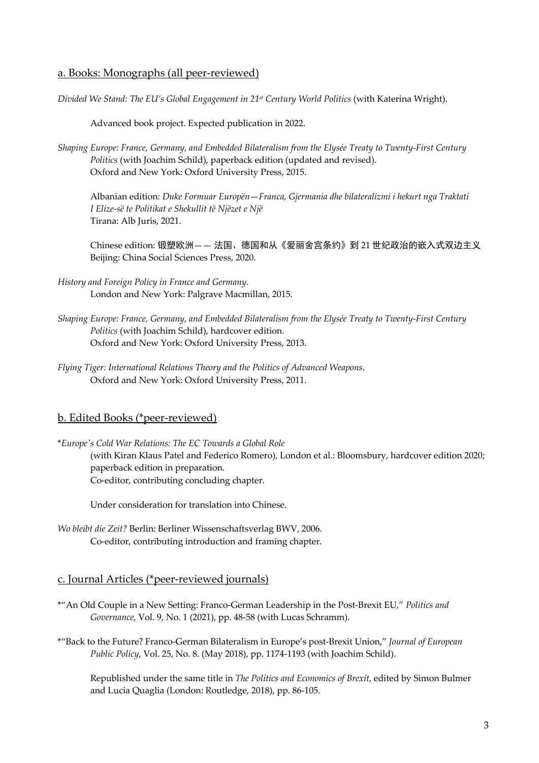## a. Books: Monographs (all peer-reviewed)

*Divided We Stand: The EU's Global Engagement in 21st Century World Politics* (with Katerina Wright).

Advanced book project. Expected publication in 2022.

*Shaping Europe: France, Germany, and Embedded Bilateralism from the Elysée Treaty to Twenty-First Century Politics* (with Joachim Schild), paperback edition (updated and revised).
Oxford and New York: Oxford University Press, 2015.

Albanian edition: *Duke Formuar Europën—Franca, Gjermania dhe bilateralizmi i hekurt nga Traktati I Elize-së te Politikat e Shekullit të Njëzet e Një*
Tirana: Alb Juris, 2021.

Chinese edition: 锻塑欧洲—— 法国、德国和从《爱丽舍宫条约》到 21 世纪政治的嵌入式双边主义
Beijing: China Social Sciences Press, 2020.

*History and Foreign Policy in France and Germany*.
London and New York: Palgrave Macmillan, 2015.

*Shaping Europe: France, Germany, and Embedded Bilateralism from the Elysée Treaty to Twenty-First Century Politics* (with Joachim Schild), hardcover edition.
Oxford and New York: Oxford University Press, 2013.

*Flying Tiger: International Relations Theory and the Politics of Advanced Weapons*.
Oxford and New York: Oxford University Press, 2011.

## b. Edited Books (*peer-reviewed)

**Europe's Cold War Relations: The EC Towards a Global Role*
(with Kiran Klaus Patel and Federico Romero), London et al.: Bloomsbury, hardcover edition 2020; paperback edition in preparation.
Co-editor, contributing concluding chapter.

Under consideration for translation into Chinese.

*Wo bleibt die Zeit?* Berlin: Berliner Wissenschaftsverlag BWV, 2006.
Co-editor, contributing introduction and framing chapter.

## c. Journal Articles (*peer-reviewed journals)

*"An Old Couple in a New Setting: Franco-German Leadership in the Post-Brexit EU," *Politics and Governance*, Vol. 9, No. 1 (2021), pp. 48-58 (with Lucas Schramm).

*"Back to the Future? Franco-German Bilateralism in Europe's post-Brexit Union," *Journal of European Public Policy*, Vol. 25, No. 8. (May 2018), pp. 1174-1193 (with Joachim Schild).

Republished under the same title in *The Politics and Economics of Brexit*, edited by Simon Bulmer and Lucia Quaglia (London: Routledge, 2018), pp. 86-105.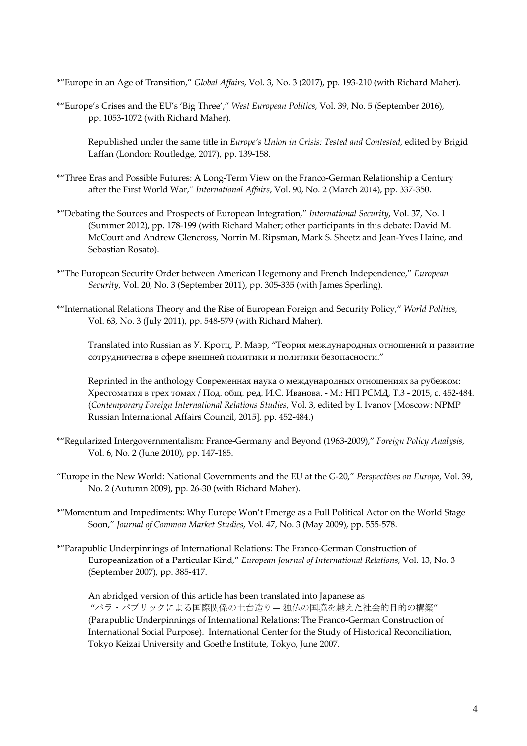*"Europe in an Age of Transition," *Global Affairs*, Vol. 3, No. 3 (2017), pp. 193-210 (with Richard Maher).

*"Europe's Crises and the EU's 'Big Three'," *West European Politics*, Vol. 39, No. 5 (September 2016), pp. 1053-1072 (with Richard Maher).

> Republished under the same title in *Europe's Union in Crisis: Tested and Contested*, edited by Brigid Laffan (London: Routledge, 2017), pp. 139-158.

*"Three Eras and Possible Futures: A Long-Term View on the Franco-German Relationship a Century after the First World War," *International Affairs*, Vol. 90, No. 2 (March 2014), pp. 337-350.

*"Debating the Sources and Prospects of European Integration," *International Security*, Vol. 37, No. 1 (Summer 2012), pp. 178-199 (with Richard Maher; other participants in this debate: David M. McCourt and Andrew Glencross, Norrin M. Ripsman, Mark S. Sheetz and Jean-Yves Haine, and Sebastian Rosato).

*"The European Security Order between American Hegemony and French Independence," *European Security*, Vol. 20, No. 3 (September 2011), pp. 305-335 (with James Sperling).

*"International Relations Theory and the Rise of European Foreign and Security Policy," *World Politics*, Vol. 63, No. 3 (July 2011), pp. 548-579 (with Richard Maher).

> Translated into Russian as У. Кротц, Р. Маэр, "Теория международных отношений и развитие сотрудничества в сфере внешней политики и политики безопасности."
>
> Reprinted in the anthology Современная наука о международных отношениях за рубежом: Хрестоматия в трех томах / Под. общ. ред. И.С. Иванова. - М.: НП РСМД, Т.3 - 2015, с. 452-484. (*Contemporary Foreign International Relations Studies*, Vol. 3, edited by I. Ivanov [Moscow: NPMP Russian International Affairs Council, 2015], pp. 452-484.)

*"Regularized Intergovernmentalism: France-Germany and Beyond (1963-2009)," *Foreign Policy Analysis*, Vol. 6, No. 2 (June 2010), pp. 147-185.

"Europe in the New World: National Governments and the EU at the G-20," *Perspectives on Europe*, Vol. 39, No. 2 (Autumn 2009), pp. 26-30 (with Richard Maher).

*"Momentum and Impediments: Why Europe Won't Emerge as a Full Political Actor on the World Stage Soon," *Journal of Common Market Studies*, Vol. 47, No. 3 (May 2009), pp. 555-578.

*"Parapublic Underpinnings of International Relations: The Franco-German Construction of Europeanization of a Particular Kind," *European Journal of International Relations*, Vol. 13, No. 3 (September 2007), pp. 385-417.

> An abridged version of this article has been translated into Japanese as "パラ・パブリックによる国際関係の土台造り — 独仏の国境を越えた社会的目的の構築" (Parapublic Underpinnings of International Relations: The Franco-German Construction of International Social Purpose). International Center for the Study of Historical Reconciliation, Tokyo Keizai University and Goethe Institute, Tokyo, June 2007.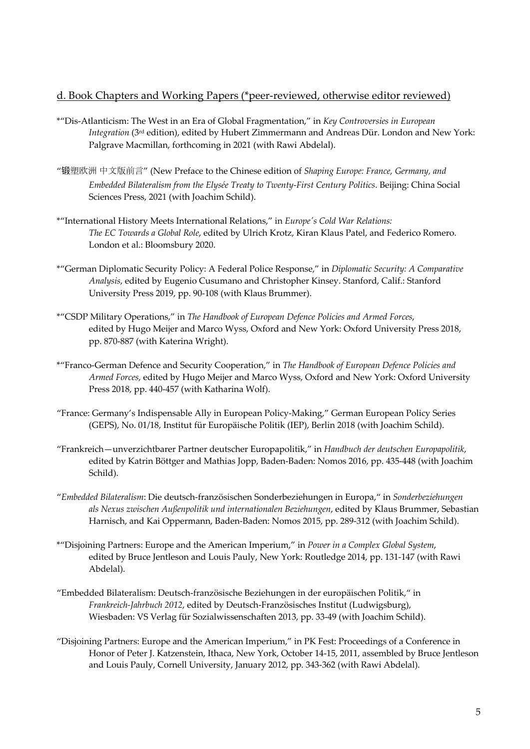## d. Book Chapters and Working Papers (*peer-reviewed, otherwise editor reviewed)

*"Dis-Atlanticism: The West in an Era of Global Fragmentation," in *Key Controversies in European Integration* (3rd edition), edited by Hubert Zimmermann and Andreas Dür. London and New York: Palgrave Macmillan, forthcoming in 2021 (with Rawi Abdelal).

"锻塑欧洲 中文版前言" (New Preface to the Chinese edition of *Shaping Europe: France, Germany, and Embedded Bilateralism from the Elysée Treaty to Twenty-First Century Politics*. Beijing: China Social Sciences Press, 2021 (with Joachim Schild).

*"International History Meets International Relations," in *Europe's Cold War Relations: The EC Towards a Global Role*, edited by Ulrich Krotz, Kiran Klaus Patel, and Federico Romero. London et al.: Bloomsbury 2020.

*"German Diplomatic Security Policy: A Federal Police Response," in *Diplomatic Security: A Comparative Analysis*, edited by Eugenio Cusumano and Christopher Kinsey. Stanford, Calif.: Stanford University Press 2019, pp. 90-108 (with Klaus Brummer).

*"CSDP Military Operations," in *The Handbook of European Defence Policies and Armed Forces*, edited by Hugo Meijer and Marco Wyss, Oxford and New York: Oxford University Press 2018, pp. 870-887 (with Katerina Wright).

*"Franco-German Defence and Security Cooperation," in *The Handbook of European Defence Policies and Armed Forces*, edited by Hugo Meijer and Marco Wyss, Oxford and New York: Oxford University Press 2018, pp. 440-457 (with Katharina Wolf).

"France: Germany's Indispensable Ally in European Policy-Making," German European Policy Series (GEPS), No. 01/18, Institut für Europäische Politik (IEP), Berlin 2018 (with Joachim Schild).

"Frankreich—unverzichtbarer Partner deutscher Europapolitik," in *Handbuch der deutschen Europapolitik*, edited by Katrin Böttger and Mathias Jopp, Baden-Baden: Nomos 2016, pp. 435-448 (with Joachim Schild).

"*Embedded Bilateralism*: Die deutsch-französischen Sonderbeziehungen in Europa," in *Sonderbeziehungen als Nexus zwischen Außenpolitik und internationalen Beziehungen*, edited by Klaus Brummer, Sebastian Harnisch, and Kai Oppermann, Baden-Baden: Nomos 2015, pp. 289-312 (with Joachim Schild).

*"Disjoining Partners: Europe and the American Imperium," in *Power in a Complex Global System*, edited by Bruce Jentleson and Louis Pauly, New York: Routledge 2014, pp. 131-147 (with Rawi Abdelal).

"Embedded Bilateralism: Deutsch-französische Beziehungen in der europäischen Politik," in *Frankreich-Jahrbuch 2012*, edited by Deutsch-Französisches Institut (Ludwigsburg), Wiesbaden: VS Verlag für Sozialwissenschaften 2013, pp. 33-49 (with Joachim Schild).

"Disjoining Partners: Europe and the American Imperium," in PK Fest: Proceedings of a Conference in Honor of Peter J. Katzenstein, Ithaca, New York, October 14-15, 2011, assembled by Bruce Jentleson and Louis Pauly, Cornell University, January 2012, pp. 343-362 (with Rawi Abdelal).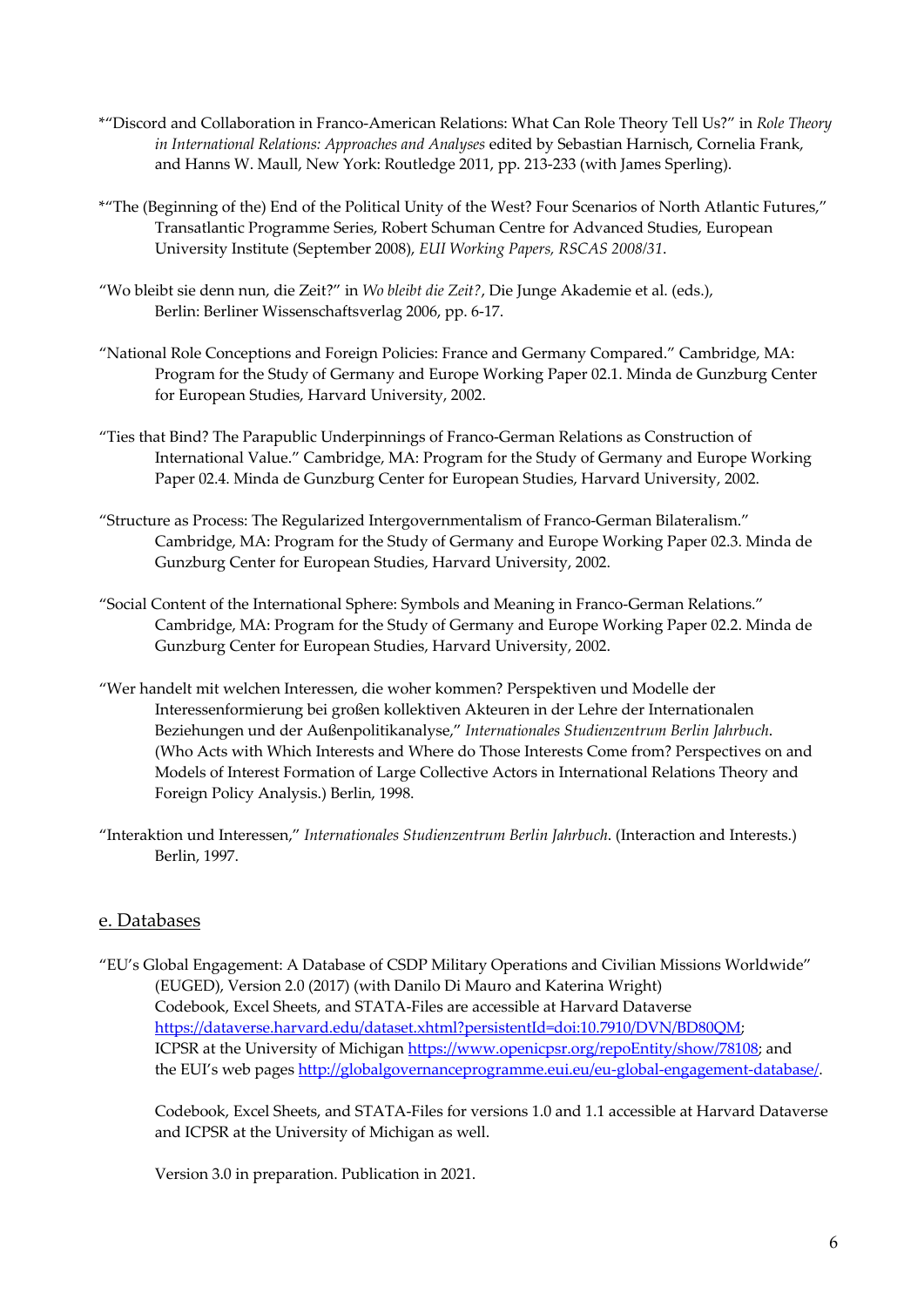*"Discord and Collaboration in Franco-American Relations: What Can Role Theory Tell Us?" in *Role Theory in International Relations: Approaches and Analyses* edited by Sebastian Harnisch, Cornelia Frank, and Hanns W. Maull, New York: Routledge 2011, pp. 213-233 (with James Sperling).

*"The (Beginning of the) End of the Political Unity of the West? Four Scenarios of North Atlantic Futures," Transatlantic Programme Series, Robert Schuman Centre for Advanced Studies, European University Institute (September 2008), *EUI Working Papers, RSCAS 2008/31*.

"Wo bleibt sie denn nun, die Zeit?" in *Wo bleibt die Zeit?*, Die Junge Akademie et al. (eds.), Berlin: Berliner Wissenschaftsverlag 2006, pp. 6-17.

"National Role Conceptions and Foreign Policies: France and Germany Compared." Cambridge, MA: Program for the Study of Germany and Europe Working Paper 02.1. Minda de Gunzburg Center for European Studies, Harvard University, 2002.

"Ties that Bind? The Parapublic Underpinnings of Franco-German Relations as Construction of International Value." Cambridge, MA: Program for the Study of Germany and Europe Working Paper 02.4. Minda de Gunzburg Center for European Studies, Harvard University, 2002.

"Structure as Process: The Regularized Intergovernmentalism of Franco-German Bilateralism." Cambridge, MA: Program for the Study of Germany and Europe Working Paper 02.3. Minda de Gunzburg Center for European Studies, Harvard University, 2002.

"Social Content of the International Sphere: Symbols and Meaning in Franco-German Relations." Cambridge, MA: Program for the Study of Germany and Europe Working Paper 02.2. Minda de Gunzburg Center for European Studies, Harvard University, 2002.

"Wer handelt mit welchen Interessen, die woher kommen? Perspektiven und Modelle der Interessenformierung bei großen kollektiven Akteuren in der Lehre der Internationalen Beziehungen und der Außenpolitikanalyse," *Internationales Studienzentrum Berlin Jahrbuch*. (Who Acts with Which Interests and Where do Those Interests Come from? Perspectives on and Models of Interest Formation of Large Collective Actors in International Relations Theory and Foreign Policy Analysis.) Berlin, 1998.

"Interaktion und Interessen," *Internationales Studienzentrum Berlin Jahrbuch*. (Interaction and Interests.) Berlin, 1997.

## e. Databases

"EU's Global Engagement: A Database of CSDP Military Operations and Civilian Missions Worldwide" (EUGED), Version 2.0 (2017) (with Danilo Di Mauro and Katerina Wright)
Codebook, Excel Sheets, and STATA-Files are accessible at Harvard Dataverse https://dataverse.harvard.edu/dataset.xhtml?persistentId=doi:10.7910/DVN/BD80QM; ICPSR at the University of Michigan https://www.openicpsr.org/repoEntity/show/78108; and the EUI's web pages http://globalgovernanceprogramme.eui.eu/eu-global-engagement-database/.

Codebook, Excel Sheets, and STATA-Files for versions 1.0 and 1.1 accessible at Harvard Dataverse and ICPSR at the University of Michigan as well.

Version 3.0 in preparation. Publication in 2021.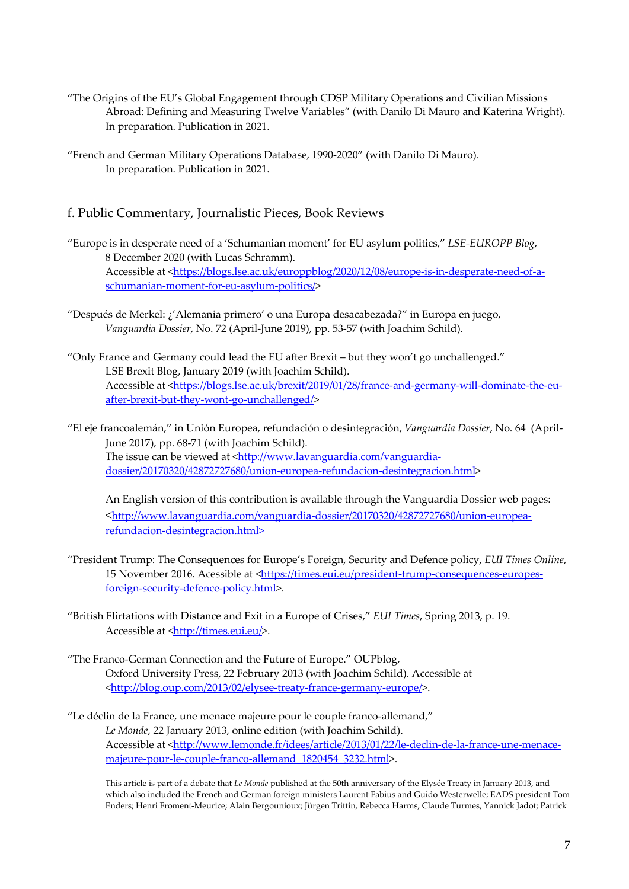"The Origins of the EU's Global Engagement through CDSP Military Operations and Civilian Missions Abroad: Defining and Measuring Twelve Variables" (with Danilo Di Mauro and Katerina Wright). In preparation. Publication in 2021.

"French and German Military Operations Database, 1990-2020" (with Danilo Di Mauro). In preparation. Publication in 2021.

## f. Public Commentary, Journalistic Pieces, Book Reviews

"Europe is in desperate need of a 'Schumanian moment' for EU asylum politics," *LSE-EUROPP Blog*, 8 December 2020 (with Lucas Schramm). Accessible at <https://blogs.lse.ac.uk/europpblog/2020/12/08/europe-is-in-desperate-need-of-a-schumanian-moment-for-eu-asylum-politics/>

"Después de Merkel: ¿'Alemania primero' o una Europa desacabezada?" in Europa en juego, *Vanguardia Dossier*, No. 72 (April-June 2019), pp. 53-57 (with Joachim Schild).

"Only France and Germany could lead the EU after Brexit – but they won't go unchallenged." LSE Brexit Blog, January 2019 (with Joachim Schild). Accessible at <https://blogs.lse.ac.uk/brexit/2019/01/28/france-and-germany-will-dominate-the-eu-after-brexit-but-they-wont-go-unchallenged/>

"El eje francoalemán," in Unión Europea, refundación o desintegración, *Vanguardia Dossier*, No. 64 (April-June 2017), pp. 68-71 (with Joachim Schild). The issue can be viewed at <http://www.lavanguardia.com/vanguardia-dossier/20170320/42872727680/union-europea-refundacion-desintegracion.html>

An English version of this contribution is available through the Vanguardia Dossier web pages: <http://www.lavanguardia.com/vanguardia-dossier/20170320/42872727680/union-europea-refundacion-desintegracion.html>

"President Trump: The Consequences for Europe's Foreign, Security and Defence policy, *EUI Times Online*, 15 November 2016. Acessible at <https://times.eui.eu/president-trump-consequences-europes-foreign-security-defence-policy.html>.

"British Flirtations with Distance and Exit in a Europe of Crises," *EUI Times*, Spring 2013, p. 19. Accessible at <http://times.eui.eu/>.

"The Franco-German Connection and the Future of Europe." OUPblog, Oxford University Press, 22 February 2013 (with Joachim Schild). Accessible at <http://blog.oup.com/2013/02/elysee-treaty-france-germany-europe/>.

"Le déclin de la France, une menace majeure pour le couple franco-allemand," *Le Monde*, 22 January 2013, online edition (with Joachim Schild). Accessible at <http://www.lemonde.fr/idees/article/2013/01/22/le-declin-de-la-france-une-menace-majeure-pour-le-couple-franco-allemand_1820454_3232.html>.

This article is part of a debate that *Le Monde* published at the 50th anniversary of the Elysée Treaty in January 2013, and which also included the French and German foreign ministers Laurent Fabius and Guido Westerwelle; EADS president Tom Enders; Henri Froment-Meurice; Alain Bergounioux; Jürgen Trittin, Rebecca Harms, Claude Turmes, Yannick Jadot; Patrick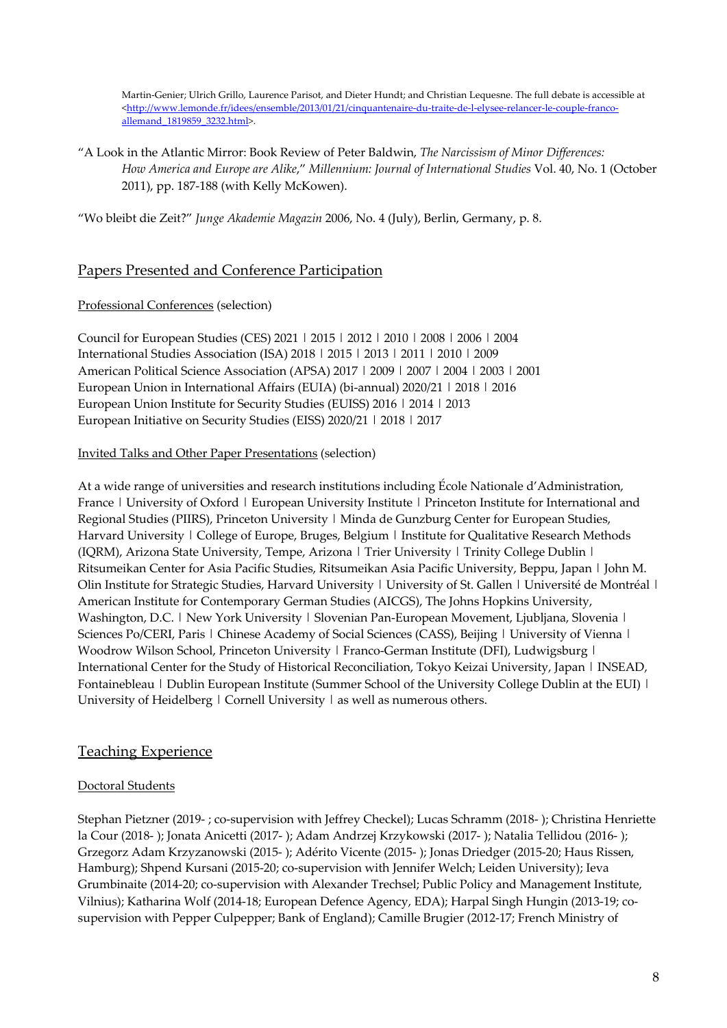Martin-Genier; Ulrich Grillo, Laurence Parisot, and Dieter Hundt; and Christian Lequesne. The full debate is accessible at <http://www.lemonde.fr/idees/ensemble/2013/01/21/cinquantenaire-du-traite-de-l-elysee-relancer-le-couple-franco-allemand_1819859_3232.html>.

"A Look in the Atlantic Mirror: Book Review of Peter Baldwin, *The Narcissism of Minor Differences: How America and Europe are Alike,*" *Millennium: Journal of International Studies* Vol. 40, No. 1 (October 2011), pp. 187-188 (with Kelly McKowen).

"Wo bleibt die Zeit?" *Junge Akademie Magazin* 2006, No. 4 (July), Berlin, Germany, p. 8.

## Papers Presented and Conference Participation

### Professional Conferences (selection)

Council for European Studies (CES) 2021 | 2015 | 2012 | 2010 | 2008 | 2006 | 2004
International Studies Association (ISA) 2018 | 2015 | 2013 | 2011 | 2010 | 2009
American Political Science Association (APSA) 2017 | 2009 | 2007 | 2004 | 2003 | 2001
European Union in International Affairs (EUIA) (bi-annual) 2020/21 | 2018 | 2016
European Union Institute for Security Studies (EUISS) 2016 | 2014 | 2013
European Initiative on Security Studies (EISS) 2020/21 | 2018 | 2017

### Invited Talks and Other Paper Presentations (selection)

At a wide range of universities and research institutions including École Nationale d'Administration, France | University of Oxford | European University Institute | Princeton Institute for International and Regional Studies (PIIRS), Princeton University | Minda de Gunzburg Center for European Studies, Harvard University | College of Europe, Bruges, Belgium | Institute for Qualitative Research Methods (IQRM), Arizona State University, Tempe, Arizona | Trier University | Trinity College Dublin | Ritsumeikan Center for Asia Pacific Studies, Ritsumeikan Asia Pacific University, Beppu, Japan | John M. Olin Institute for Strategic Studies, Harvard University | University of St. Gallen | Université de Montréal | American Institute for Contemporary German Studies (AICGS), The Johns Hopkins University, Washington, D.C. | New York University | Slovenian Pan-European Movement, Ljubljana, Slovenia | Sciences Po/CERI, Paris | Chinese Academy of Social Sciences (CASS), Beijing | University of Vienna | Woodrow Wilson School, Princeton University | Franco-German Institute (DFI), Ludwigsburg | International Center for the Study of Historical Reconciliation, Tokyo Keizai University, Japan | INSEAD, Fontainebleau | Dublin European Institute (Summer School of the University College Dublin at the EUI) | University of Heidelberg | Cornell University | as well as numerous others.

## Teaching Experience

### Doctoral Students

Stephan Pietzner (2019- ; co-supervision with Jeffrey Checkel); Lucas Schramm (2018- ); Christina Henriette la Cour (2018- ); Jonata Anicetti (2017- ); Adam Andrzej Krzykowski (2017- ); Natalia Tellidou (2016- ); Grzegorz Adam Krzyzanowski (2015- ); Adérito Vicente (2015- ); Jonas Driedger (2015-20; Haus Rissen, Hamburg); Shpend Kursani (2015-20; co-supervision with Jennifer Welch; Leiden University); Ieva Grumbinaite (2014-20; co-supervision with Alexander Trechsel; Public Policy and Management Institute, Vilnius); Katharina Wolf (2014-18; European Defence Agency, EDA); Harpal Singh Hungin (2013-19; co-supervision with Pepper Culpepper; Bank of England); Camille Brugier (2012-17; French Ministry of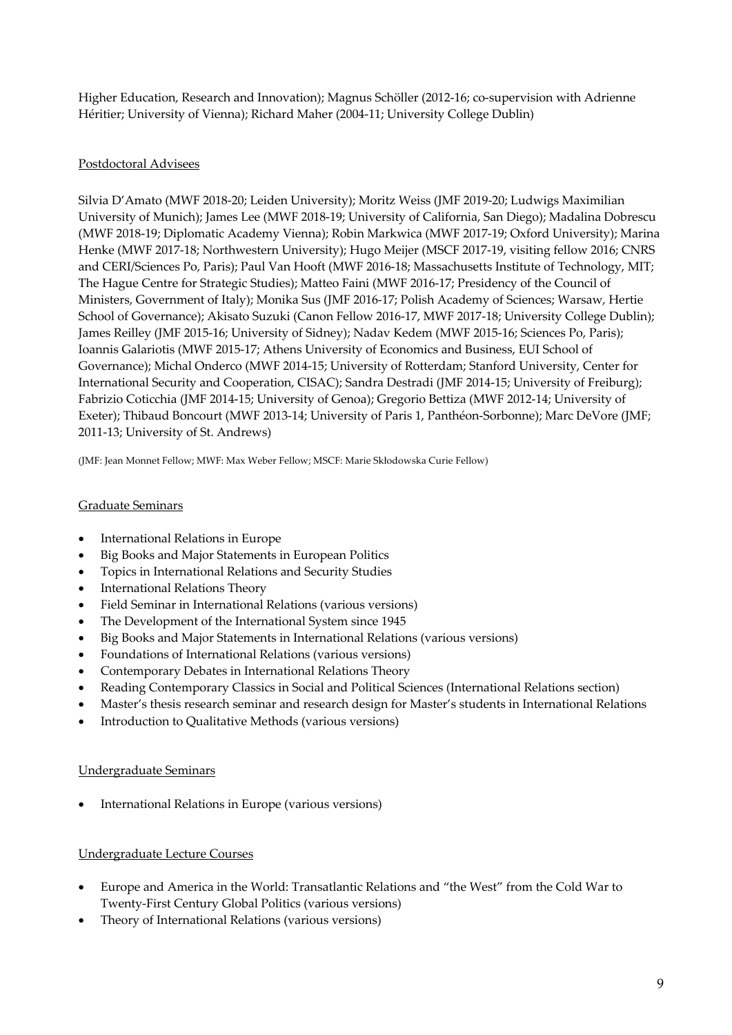Higher Education, Research and Innovation); Magnus Schöller (2012-16; co-supervision with Adrienne Héritier; University of Vienna); Richard Maher (2004-11; University College Dublin)

Postdoctoral Advisees

Silvia D'Amato (MWF 2018-20; Leiden University); Moritz Weiss (JMF 2019-20; Ludwigs Maximilian University of Munich); James Lee (MWF 2018-19; University of California, San Diego); Madalina Dobrescu (MWF 2018-19; Diplomatic Academy Vienna); Robin Markwica (MWF 2017-19; Oxford University); Marina Henke (MWF 2017-18; Northwestern University); Hugo Meijer (MSCF 2017-19, visiting fellow 2016; CNRS and CERI/Sciences Po, Paris); Paul Van Hooft (MWF 2016-18; Massachusetts Institute of Technology, MIT; The Hague Centre for Strategic Studies); Matteo Faini (MWF 2016-17; Presidency of the Council of Ministers, Government of Italy); Monika Sus (JMF 2016-17; Polish Academy of Sciences; Warsaw, Hertie School of Governance); Akisato Suzuki (Canon Fellow 2016-17, MWF 2017-18; University College Dublin); James Reilley (JMF 2015-16; University of Sidney); Nadav Kedem (MWF 2015-16; Sciences Po, Paris); Ioannis Galariotis (MWF 2015-17; Athens University of Economics and Business, EUI School of Governance); Michal Onderco (MWF 2014-15; University of Rotterdam; Stanford University, Center for International Security and Cooperation, CISAC); Sandra Destradi (JMF 2014-15; University of Freiburg); Fabrizio Coticchia (JMF 2014-15; University of Genoa); Gregorio Bettiza (MWF 2012-14; University of Exeter); Thibaud Boncourt (MWF 2013-14; University of Paris 1, Panthéon-Sorbonne); Marc DeVore (JMF; 2011-13; University of St. Andrews)

(JMF: Jean Monnet Fellow; MWF: Max Weber Fellow; MSCF: Marie Skłodowska Curie Fellow)

Graduate Seminars

- International Relations in Europe
- Big Books and Major Statements in European Politics
- Topics in International Relations and Security Studies
- International Relations Theory
- Field Seminar in International Relations (various versions)
- The Development of the International System since 1945
- Big Books and Major Statements in International Relations (various versions)
- Foundations of International Relations (various versions)
- Contemporary Debates in International Relations Theory
- Reading Contemporary Classics in Social and Political Sciences (International Relations section)
- Master's thesis research seminar and research design for Master's students in International Relations
- Introduction to Qualitative Methods (various versions)

Undergraduate Seminars

- International Relations in Europe (various versions)

Undergraduate Lecture Courses

- Europe and America in the World: Transatlantic Relations and "the West" from the Cold War to Twenty-First Century Global Politics (various versions)
- Theory of International Relations (various versions)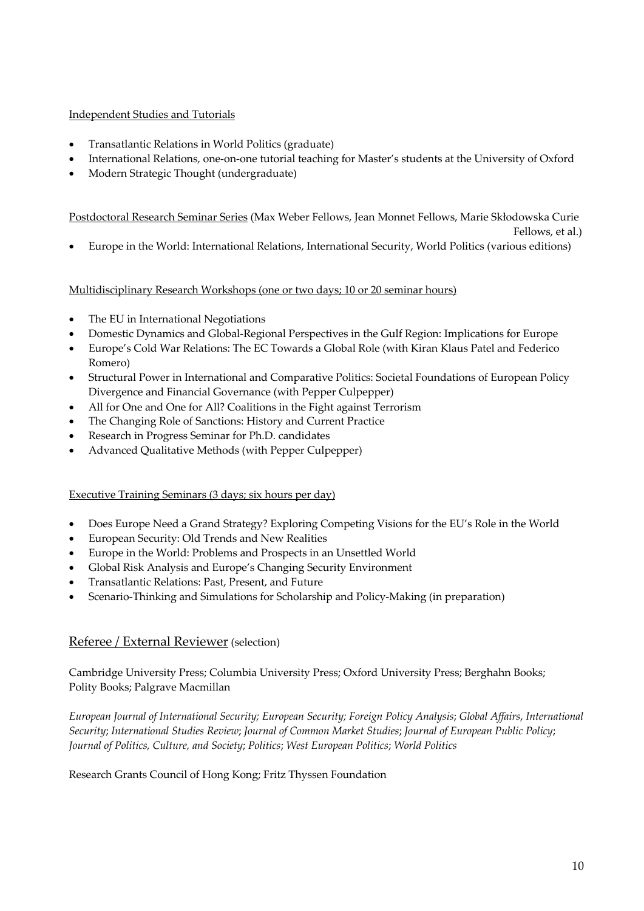<u>Independent Studies and Tutorials</u>

- Transatlantic Relations in World Politics (graduate)
- International Relations, one-on-one tutorial teaching for Master's students at the University of Oxford
- Modern Strategic Thought (undergraduate)

<u>Postdoctoral Research Seminar Series</u> (Max Weber Fellows, Jean Monnet Fellows, Marie Skłodowska Curie Fellows, et al.)

- Europe in the World: International Relations, International Security, World Politics (various editions)

<u>Multidisciplinary Research Workshops (one or two days; 10 or 20 seminar hours)</u>

- The EU in International Negotiations
- Domestic Dynamics and Global-Regional Perspectives in the Gulf Region: Implications for Europe
- Europe's Cold War Relations: The EC Towards a Global Role (with Kiran Klaus Patel and Federico Romero)
- Structural Power in International and Comparative Politics: Societal Foundations of European Policy Divergence and Financial Governance (with Pepper Culpepper)
- All for One and One for All? Coalitions in the Fight against Terrorism
- The Changing Role of Sanctions: History and Current Practice
- Research in Progress Seminar for Ph.D. candidates
- Advanced Qualitative Methods (with Pepper Culpepper)

<u>Executive Training Seminars (3 days; six hours per day)</u>

- Does Europe Need a Grand Strategy? Exploring Competing Visions for the EU's Role in the World
- European Security: Old Trends and New Realities
- Europe in the World: Problems and Prospects in an Unsettled World
- Global Risk Analysis and Europe's Changing Security Environment
- Transatlantic Relations: Past, Present, and Future
- Scenario-Thinking and Simulations for Scholarship and Policy-Making (in preparation)

## <u>Referee / External Reviewer</u> (selection)

Cambridge University Press; Columbia University Press; Oxford University Press; Berghahn Books; Polity Books; Palgrave Macmillan

*European Journal of International Security; European Security; Foreign Policy Analysis*; *Global Affairs*, *International Security*; *International Studies Review*; *Journal of Common Market Studies*; *Journal of European Public Policy*; *Journal of Politics, Culture, and Society*; *Politics*; *West European Politics*; *World Politics*

Research Grants Council of Hong Kong; Fritz Thyssen Foundation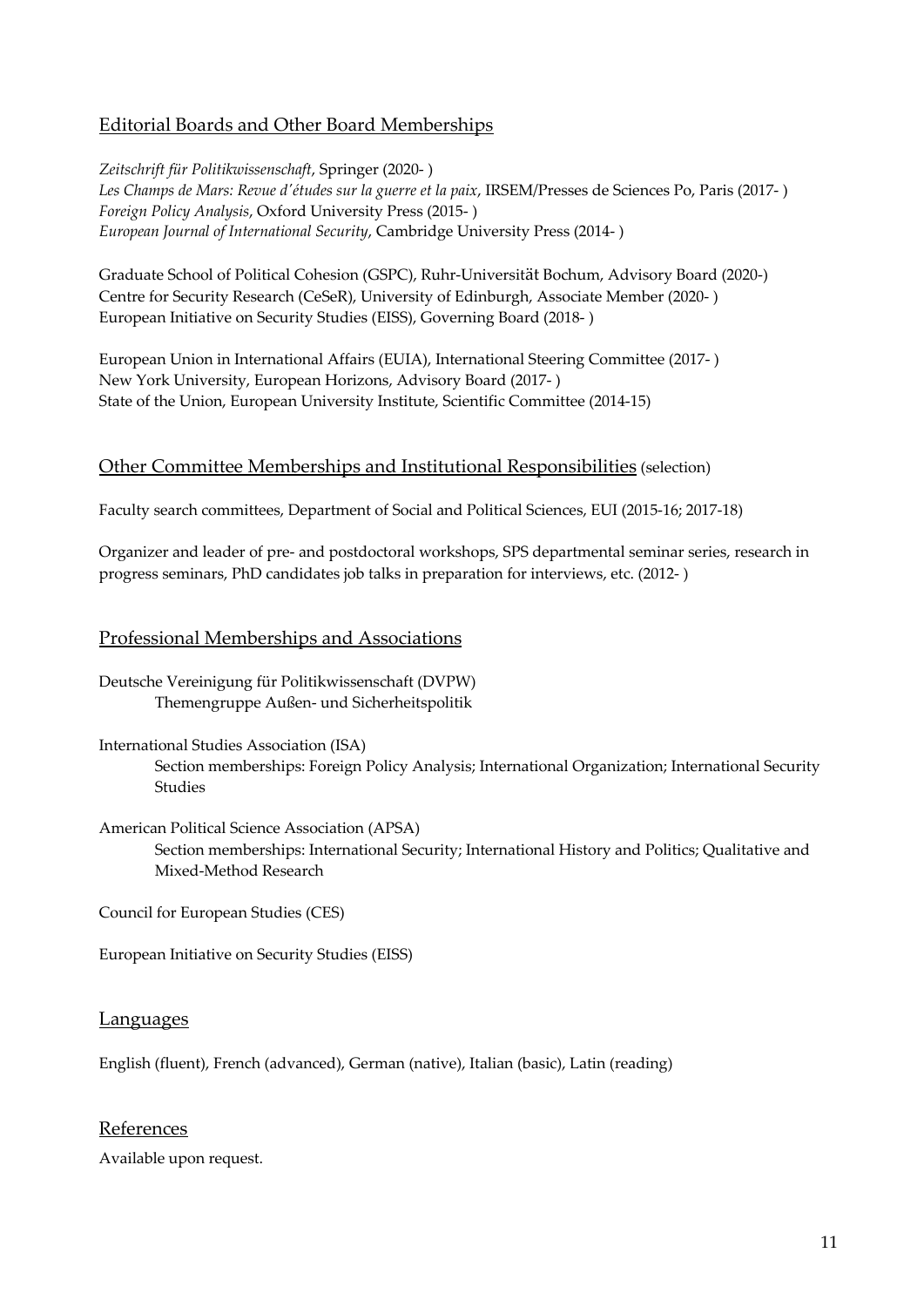## Editorial Boards and Other Board Memberships

*Zeitschrift für Politikwissenschaft*, Springer (2020- )
*Les Champs de Mars: Revue d'études sur la guerre et la paix*, IRSEM/Presses de Sciences Po, Paris (2017- )
*Foreign Policy Analysis*, Oxford University Press (2015- )
*European Journal of International Security*, Cambridge University Press (2014- )

Graduate School of Political Cohesion (GSPC), Ruhr-Universität Bochum, Advisory Board (2020-)
Centre for Security Research (CeSeR), University of Edinburgh, Associate Member (2020- )
European Initiative on Security Studies (EISS), Governing Board (2018- )

European Union in International Affairs (EUIA), International Steering Committee (2017- )
New York University, European Horizons, Advisory Board (2017- )
State of the Union, European University Institute, Scientific Committee (2014-15)

## Other Committee Memberships and Institutional Responsibilities (selection)

Faculty search committees, Department of Social and Political Sciences, EUI (2015-16; 2017-18)

Organizer and leader of pre- and postdoctoral workshops, SPS departmental seminar series, research in progress seminars, PhD candidates job talks in preparation for interviews, etc. (2012- )

## Professional Memberships and Associations

Deutsche Vereinigung für Politikwissenschaft (DVPW)
    Themengruppe Außen- und Sicherheitspolitik

International Studies Association (ISA)
    Section memberships: Foreign Policy Analysis; International Organization; International Security Studies

American Political Science Association (APSA)
    Section memberships: International Security; International History and Politics; Qualitative and Mixed-Method Research

Council for European Studies (CES)

European Initiative on Security Studies (EISS)

## Languages

English (fluent), French (advanced), German (native), Italian (basic), Latin (reading)

## References

Available upon request.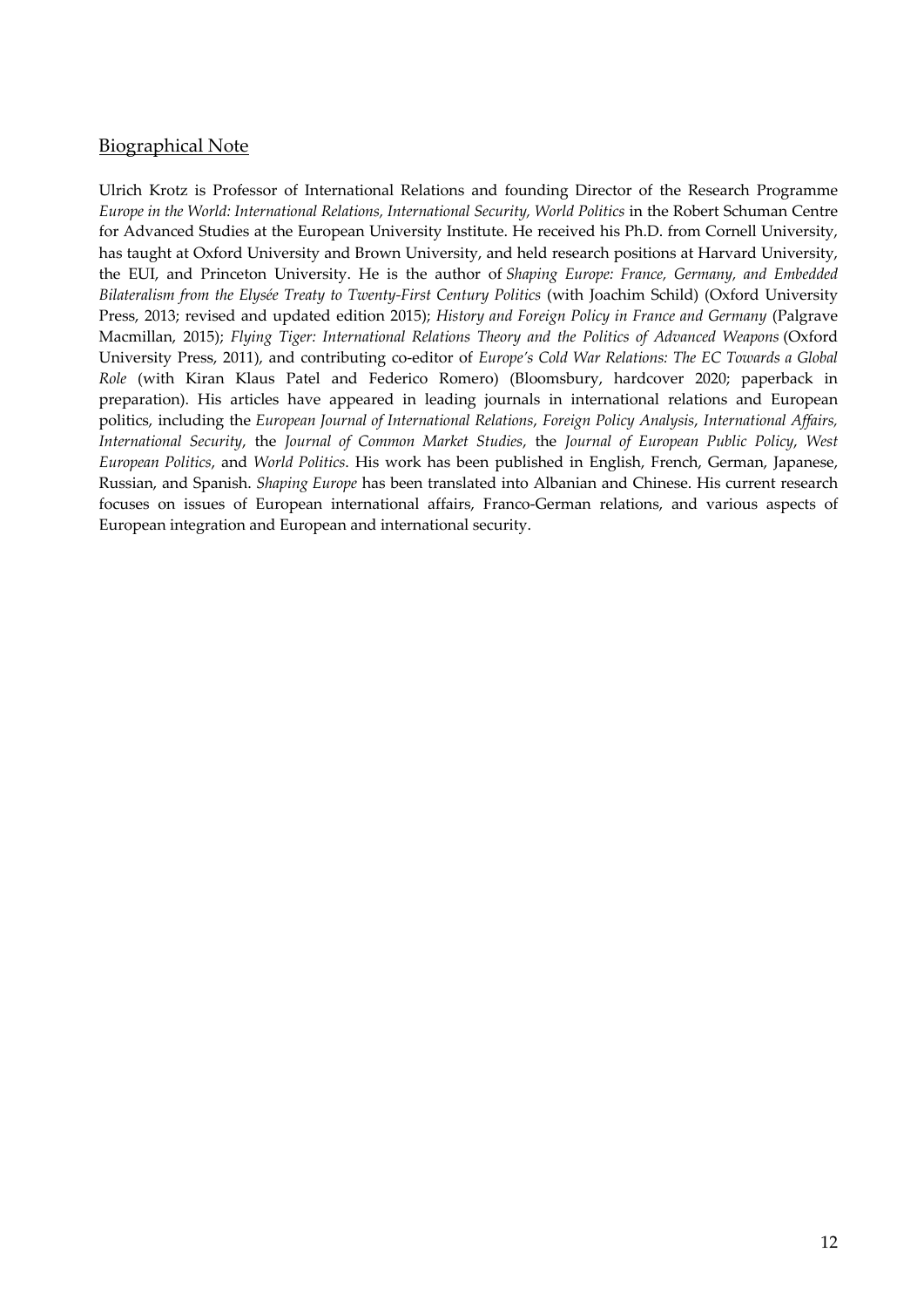## Biographical Note

Ulrich Krotz is Professor of International Relations and founding Director of the Research Programme *Europe in the World: International Relations, International Security, World Politics* in the Robert Schuman Centre for Advanced Studies at the European University Institute. He received his Ph.D. from Cornell University, has taught at Oxford University and Brown University, and held research positions at Harvard University, the EUI, and Princeton University. He is the author of *Shaping Europe: France, Germany, and Embedded Bilateralism from the Elysée Treaty to Twenty-First Century Politics* (with Joachim Schild) (Oxford University Press, 2013; revised and updated edition 2015); *History and Foreign Policy in France and Germany* (Palgrave Macmillan, 2015); *Flying Tiger: International Relations Theory and the Politics of Advanced Weapons* (Oxford University Press, 2011), and contributing co-editor of *Europe's Cold War Relations: The EC Towards a Global Role* (with Kiran Klaus Patel and Federico Romero) (Bloomsbury, hardcover 2020; paperback in preparation). His articles have appeared in leading journals in international relations and European politics, including the *European Journal of International Relations*, *Foreign Policy Analysis*, *International Affairs*, *International Security*, the *Journal of Common Market Studies*, the *Journal of European Public Policy*, *West European Politics*, and *World Politics*. His work has been published in English, French, German, Japanese, Russian, and Spanish. *Shaping Europe* has been translated into Albanian and Chinese. His current research focuses on issues of European international affairs, Franco-German relations, and various aspects of European integration and European and international security.